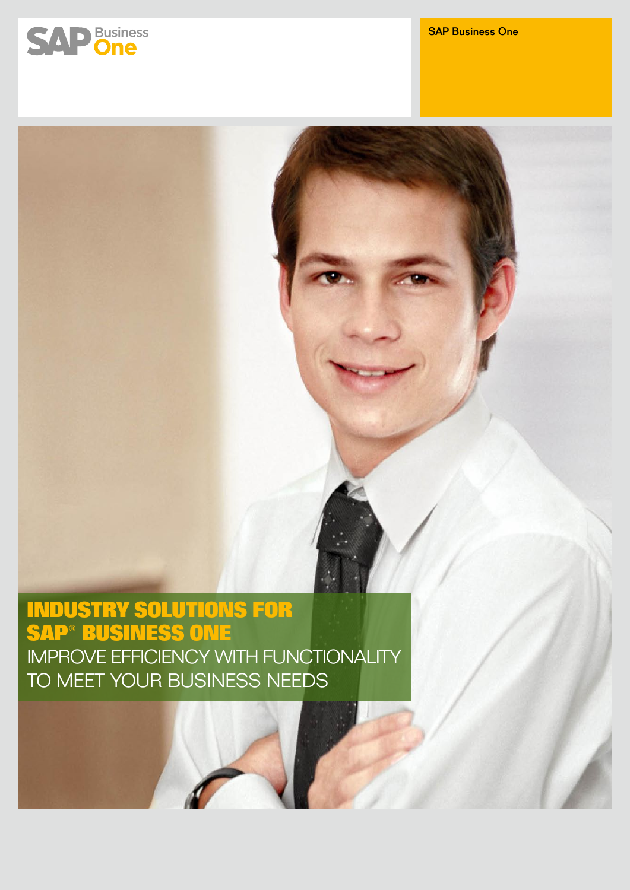SAP Business One

SAP Business One

# INDUSTRY SOLUTIONS FOR SAP® BUSINESS ONE

## IMPROVE EFFICIENCY WITH FUNCTIONALITY TO MEET YOUR BUSINESS NEEDS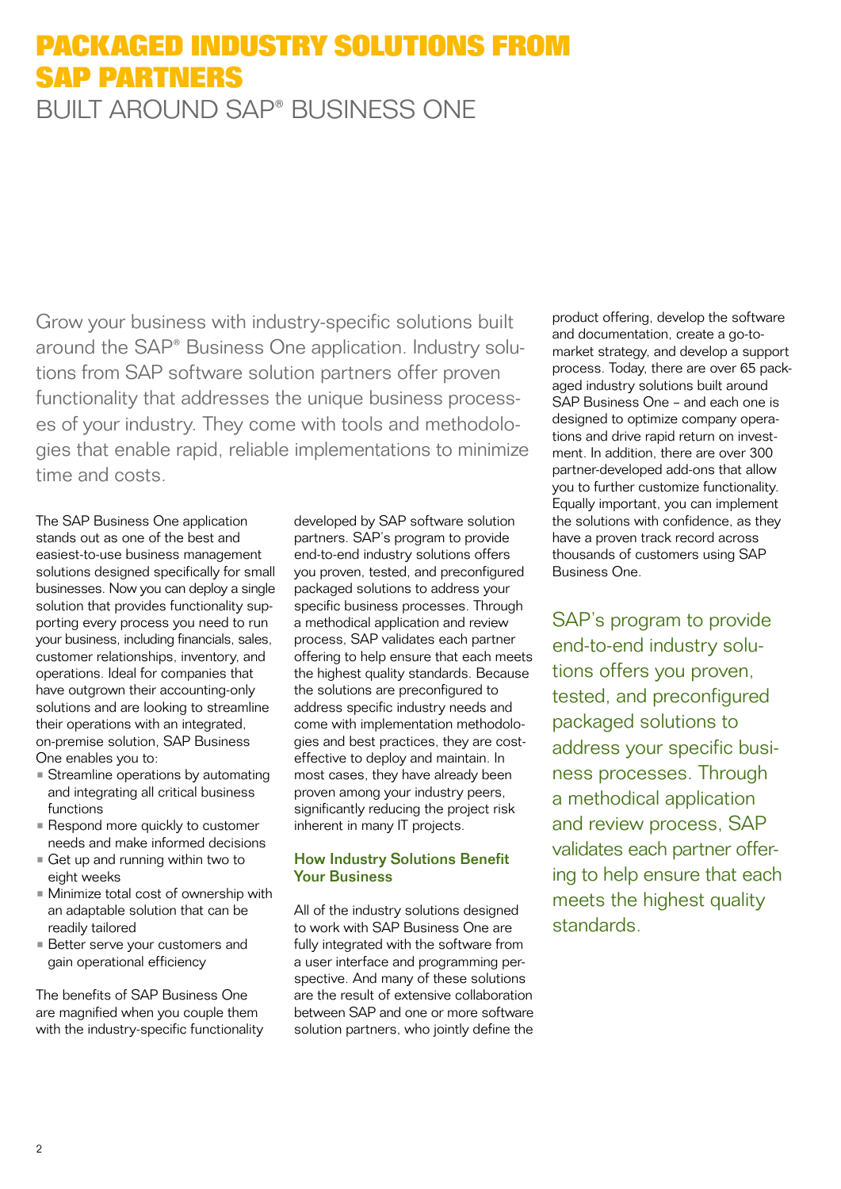# PACKAGED INDUSTRY SOLUTIONS FROM SAP PARTNERS

## BUILT AROUND SAP® BUSINESS ONE

Grow your business with industry-specific solutions built around the SAP® Business One application. Industry solutions from SAP software solution partners offer proven functionality that addresses the unique business processes of your industry. They come with tools and methodologies that enable rapid, reliable implementations to minimize time and costs.

The SAP Business One application stands out as one of the best and easiest-to-use business management solutions designed specifically for small businesses. Now you can deploy a single solution that provides functionality supporting every process you need to run your business, including financials, sales, customer relationships, inventory, and operations. Ideal for companies that have outgrown their accounting-only solutions and are looking to streamline their operations with an integrated, on-premise solution, SAP Business One enables you to:

- Streamline operations by automating and integrating all critical business functions
- Respond more quickly to customer needs and make informed decisions
- Get up and running within two to eight weeks
- Minimize total cost of ownership with an adaptable solution that can be readily tailored
- Better serve your customers and gain operational efficiency

The benefits of SAP Business One are magnified when you couple them with the industry-specific functionality developed by SAP software solution partners. SAP's program to provide end-to-end industry solutions offers you proven, tested, and preconfigured packaged solutions to address your specific business processes. Through a methodical application and review process, SAP validates each partner offering to help ensure that each meets the highest quality standards. Because the solutions are preconfigured to address specific industry needs and come with implementation methodologies and best practices, they are cost-effective to deploy and maintain. In most cases, they have already been proven among your industry peers, significantly reducing the project risk inherent in many IT projects.

### How Industry Solutions Benefit Your Business

All of the industry solutions designed to work with SAP Business One are fully integrated with the software from a user interface and programming perspective. And many of these solutions are the result of extensive collaboration between SAP and one or more software solution partners, who jointly define the product offering, develop the software and documentation, create a go-to-market strategy, and develop a support process. Today, there are over 65 packaged industry solutions built around SAP Business One – and each one is designed to optimize company operations and drive rapid return on investment. In addition, there are over 300 partner-developed add-ons that allow you to further customize functionality. Equally important, you can implement the solutions with confidence, as they have a proven track record across thousands of customers using SAP Business One.

SAP's program to provide end-to-end industry solutions offers you proven, tested, and preconfigured packaged solutions to address your specific business processes. Through a methodical application and review process, SAP validates each partner offering to help ensure that each meets the highest quality standards.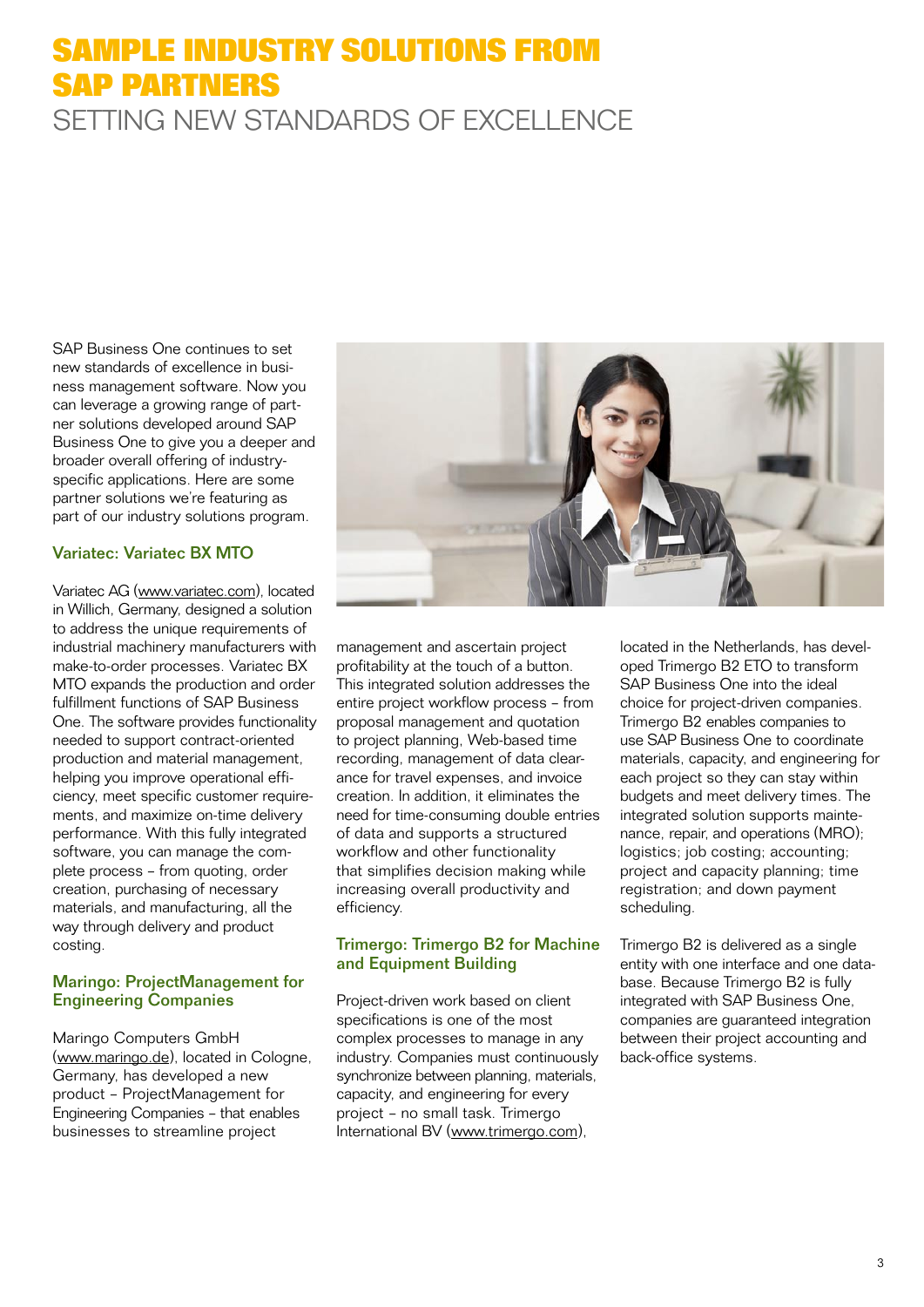# SAMPLE INDUSTRY SOLUTIONS FROM SAP PARTNERS

## SETTING NEW STANDARDS OF EXCELLENCE

SAP Business One continues to set new standards of excellence in business management software. Now you can leverage a growing range of partner solutions developed around SAP Business One to give you a deeper and broader overall offering of industry-specific applications. Here are some partner solutions we're featuring as part of our industry solutions program.

### Variatec: Variatec BX MTO

Variatec AG (www.variatec.com), located in Willich, Germany, designed a solution to address the unique requirements of industrial machinery manufacturers with make-to-order processes. Variatec BX MTO expands the production and order fulfillment functions of SAP Business One. The software provides functionality needed to support contract-oriented production and material management, helping you improve operational efficiency, meet specific customer requirements, and maximize on-time delivery performance. With this fully integrated software, you can manage the complete process – from quoting, order creation, purchasing of necessary materials, and manufacturing, all the way through delivery and product costing.

### Maringo: ProjectManagement for Engineering Companies

Maringo Computers GmbH (www.maringo.de), located in Cologne, Germany, has developed a new product – ProjectManagement for Engineering Companies – that enables businesses to streamline project management and ascertain project profitability at the touch of a button. This integrated solution addresses the entire project workflow process – from proposal management and quotation to project planning, Web-based time recording, management of data clearance for travel expenses, and invoice creation. In addition, it eliminates the need for time-consuming double entries of data and supports a structured workflow and other functionality that simplifies decision making while increasing overall productivity and efficiency.

### Trimergo: Trimergo B2 for Machine and Equipment Building

Project-driven work based on client specifications is one of the most complex processes to manage in any industry. Companies must continuously synchronize between planning, materials, capacity, and engineering for every project – no small task. Trimergo International BV (www.trimergo.com), located in the Netherlands, has developed Trimergo B2 ETO to transform SAP Business One into the ideal choice for project-driven companies. Trimergo B2 enables companies to use SAP Business One to coordinate materials, capacity, and engineering for each project so they can stay within budgets and meet delivery times. The integrated solution supports maintenance, repair, and operations (MRO); logistics; job costing; accounting; project and capacity planning; time registration; and down payment scheduling.

Trimergo B2 is delivered as a single entity with one interface and one database. Because Trimergo B2 is fully integrated with SAP Business One, companies are guaranteed integration between their project accounting and back-office systems.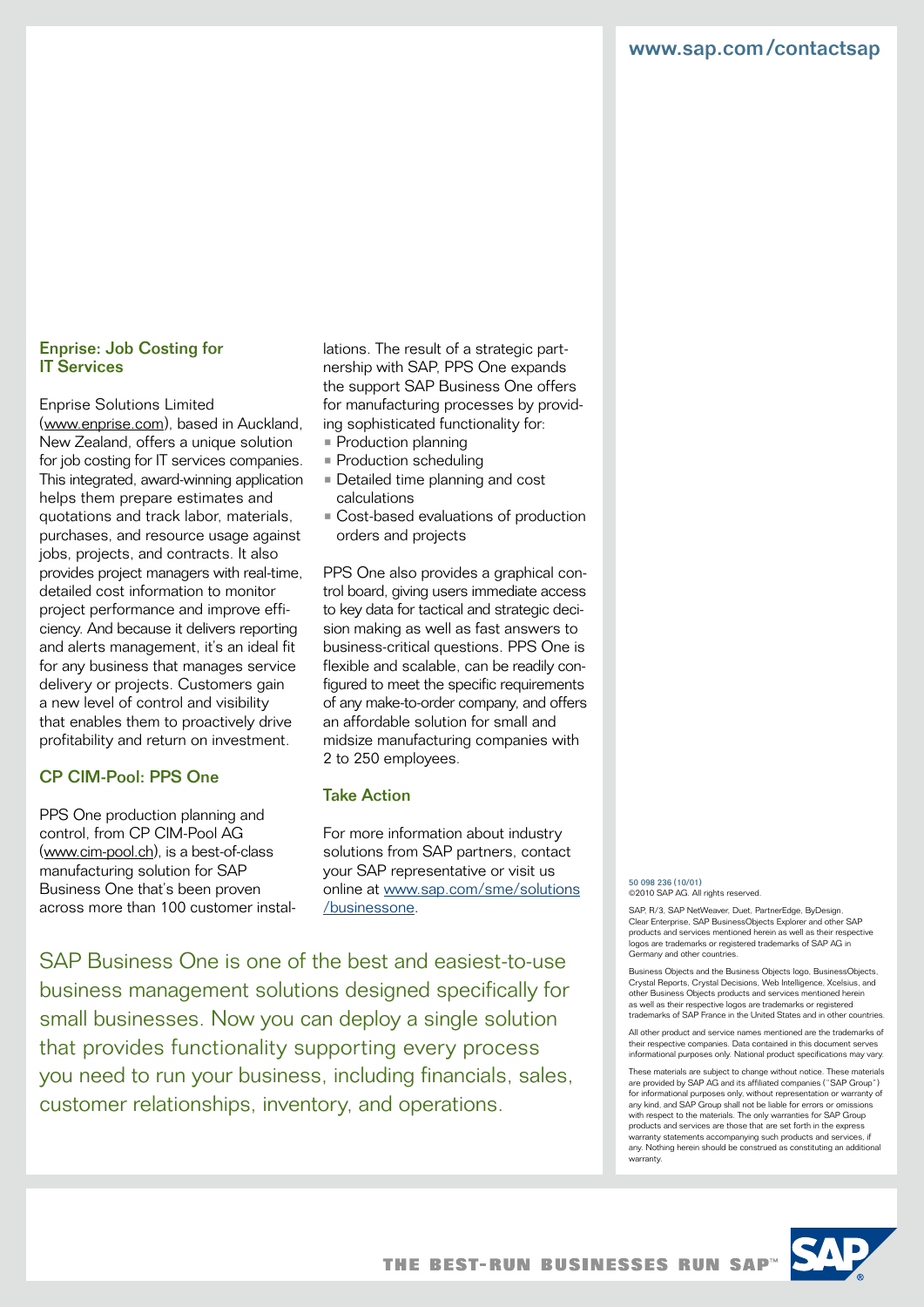www.sap.com/contactsap

### Enprise: Job Costing for IT Services

Enprise Solutions Limited (www.enprise.com), based in Auckland, New Zealand, offers a unique solution for job costing for IT services companies. This integrated, award-winning application helps them prepare estimates and quotations and track labor, materials, purchases, and resource usage against jobs, projects, and contracts. It also provides project managers with real-time, detailed cost information to monitor project performance and improve efficiency. And because it delivers reporting and alerts management, it's an ideal fit for any business that manages service delivery or projects. Customers gain a new level of control and visibility that enables them to proactively drive profitability and return on investment.

### CP CIM-Pool: PPS One

PPS One production planning and control, from CP CIM-Pool AG (www.cim-pool.ch), is a best-of-class manufacturing solution for SAP Business One that's been proven across more than 100 customer installations. The result of a strategic partnership with SAP, PPS One expands the support SAP Business One offers for manufacturing processes by providing sophisticated functionality for:

- Production planning
- Production scheduling
- Detailed time planning and cost calculations
- Cost-based evaluations of production orders and projects

PPS One also provides a graphical control board, giving users immediate access to key data for tactical and strategic decision making as well as fast answers to business-critical questions. PPS One is flexible and scalable, can be readily configured to meet the specific requirements of any make-to-order company, and offers an affordable solution for small and midsize manufacturing companies with 2 to 250 employees.

### Take Action

For more information about industry solutions from SAP partners, contact your SAP representative or visit us online at www.sap.com/sme/solutions/businessone.

SAP Business One is one of the best and easiest-to-use business management solutions designed specifically for small businesses. Now you can deploy a single solution that provides functionality supporting every process you need to run your business, including financials, sales, customer relationships, inventory, and operations.

50 098 236 (10/01)
©2010 SAP AG. All rights reserved.

SAP, R/3, SAP NetWeaver, Duet, PartnerEdge, ByDesign, Clear Enterprise, SAP BusinessObjects Explorer and other SAP products and services mentioned herein as well as their respective logos are trademarks or registered trademarks of SAP AG in Germany and other countries.

Business Objects and the Business Objects logo, BusinessObjects, Crystal Reports, Crystal Decisions, Web Intelligence, Xcelsius, and other Business Objects products and services mentioned herein as well as their respective logos are trademarks or registered trademarks of SAP France in the United States and in other countries.

All other product and service names mentioned are the trademarks of their respective companies. Data contained in this document serves informational purposes only. National product specifications may vary.

These materials are subject to change without notice. These materials are provided by SAP AG and its affiliated companies ("SAP Group") for informational purposes only, without representation or warranty of any kind, and SAP Group shall not be liable for errors or omissions with respect to the materials. The only warranties for SAP Group products and services are those that are set forth in the express warranty statements accompanying such products and services, if any. Nothing herein should be construed as constituting an additional warranty.

THE BEST-RUN BUSINESSES RUN SAP™